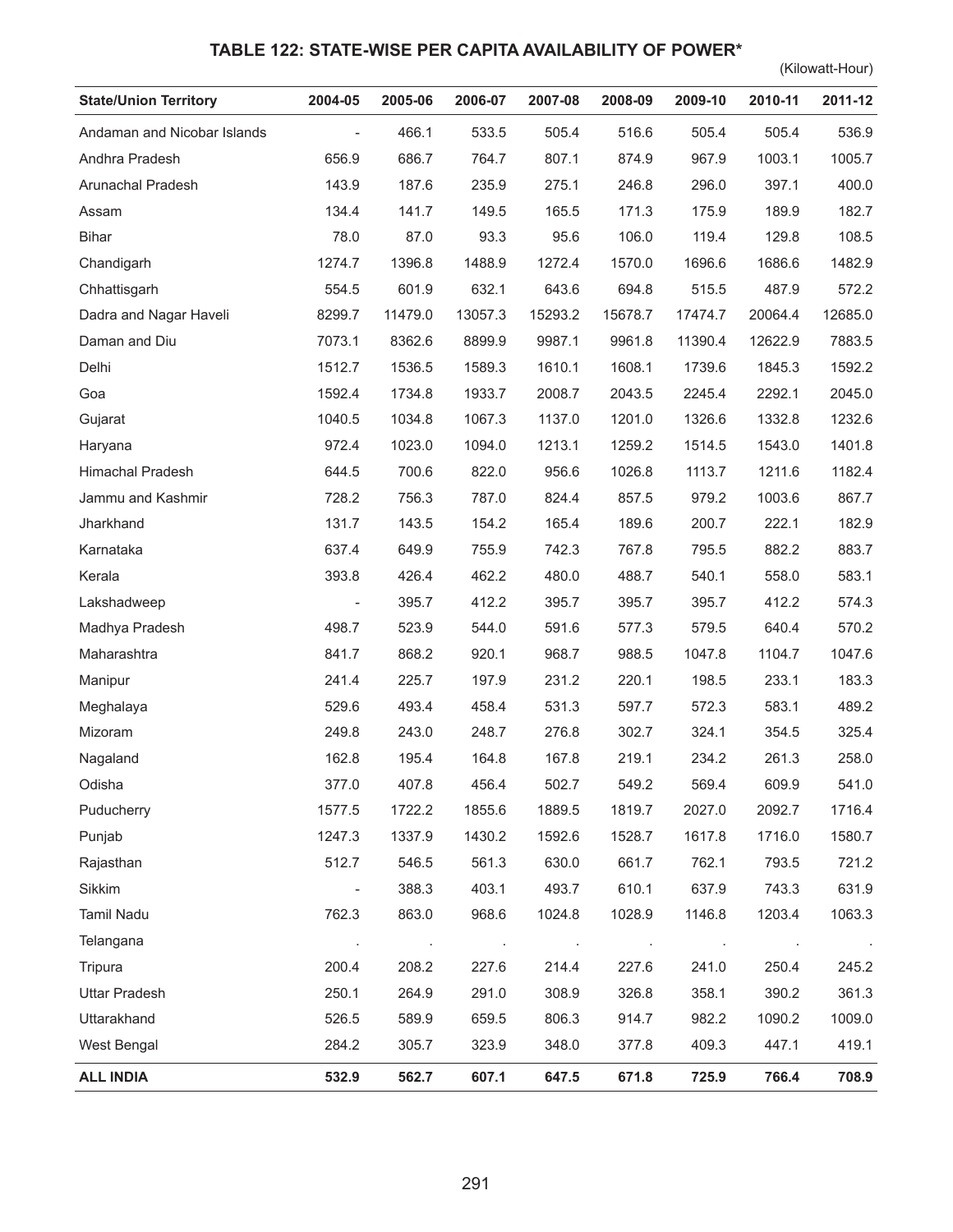## TABLE 122: STATE-WISE PER CAPITA AVAILABILITY OF POWER*

(Kilowatt-Hour)

| State/Union Territory | 2004-05 | 2005-06 | 2006-07 | 2007-08 | 2008-09 | 2009-10 | 2010-11 | 2011-12 |
|---|---|---|---|---|---|---|---|---|
| Andaman and Nicobar Islands | - | 466.1 | 533.5 | 505.4 | 516.6 | 505.4 | 505.4 | 536.9 |
| Andhra Pradesh | 656.9 | 686.7 | 764.7 | 807.1 | 874.9 | 967.9 | 1003.1 | 1005.7 |
| Arunachal Pradesh | 143.9 | 187.6 | 235.9 | 275.1 | 246.8 | 296.0 | 397.1 | 400.0 |
| Assam | 134.4 | 141.7 | 149.5 | 165.5 | 171.3 | 175.9 | 189.9 | 182.7 |
| Bihar | 78.0 | 87.0 | 93.3 | 95.6 | 106.0 | 119.4 | 129.8 | 108.5 |
| Chandigarh | 1274.7 | 1396.8 | 1488.9 | 1272.4 | 1570.0 | 1696.6 | 1686.6 | 1482.9 |
| Chhattisgarh | 554.5 | 601.9 | 632.1 | 643.6 | 694.8 | 515.5 | 487.9 | 572.2 |
| Dadra and Nagar Haveli | 8299.7 | 11479.0 | 13057.3 | 15293.2 | 15678.7 | 17474.7 | 20064.4 | 12685.0 |
| Daman and Diu | 7073.1 | 8362.6 | 8899.9 | 9987.1 | 9961.8 | 11390.4 | 12622.9 | 7883.5 |
| Delhi | 1512.7 | 1536.5 | 1589.3 | 1610.1 | 1608.1 | 1739.6 | 1845.3 | 1592.2 |
| Goa | 1592.4 | 1734.8 | 1933.7 | 2008.7 | 2043.5 | 2245.4 | 2292.1 | 2045.0 |
| Gujarat | 1040.5 | 1034.8 | 1067.3 | 1137.0 | 1201.0 | 1326.6 | 1332.8 | 1232.6 |
| Haryana | 972.4 | 1023.0 | 1094.0 | 1213.1 | 1259.2 | 1514.5 | 1543.0 | 1401.8 |
| Himachal Pradesh | 644.5 | 700.6 | 822.0 | 956.6 | 1026.8 | 1113.7 | 1211.6 | 1182.4 |
| Jammu and Kashmir | 728.2 | 756.3 | 787.0 | 824.4 | 857.5 | 979.2 | 1003.6 | 867.7 |
| Jharkhand | 131.7 | 143.5 | 154.2 | 165.4 | 189.6 | 200.7 | 222.1 | 182.9 |
| Karnataka | 637.4 | 649.9 | 755.9 | 742.3 | 767.8 | 795.5 | 882.2 | 883.7 |
| Kerala | 393.8 | 426.4 | 462.2 | 480.0 | 488.7 | 540.1 | 558.0 | 583.1 |
| Lakshadweep | - | 395.7 | 412.2 | 395.7 | 395.7 | 395.7 | 412.2 | 574.3 |
| Madhya Pradesh | 498.7 | 523.9 | 544.0 | 591.6 | 577.3 | 579.5 | 640.4 | 570.2 |
| Maharashtra | 841.7 | 868.2 | 920.1 | 968.7 | 988.5 | 1047.8 | 1104.7 | 1047.6 |
| Manipur | 241.4 | 225.7 | 197.9 | 231.2 | 220.1 | 198.5 | 233.1 | 183.3 |
| Meghalaya | 529.6 | 493.4 | 458.4 | 531.3 | 597.7 | 572.3 | 583.1 | 489.2 |
| Mizoram | 249.8 | 243.0 | 248.7 | 276.8 | 302.7 | 324.1 | 354.5 | 325.4 |
| Nagaland | 162.8 | 195.4 | 164.8 | 167.8 | 219.1 | 234.2 | 261.3 | 258.0 |
| Odisha | 377.0 | 407.8 | 456.4 | 502.7 | 549.2 | 569.4 | 609.9 | 541.0 |
| Puducherry | 1577.5 | 1722.2 | 1855.6 | 1889.5 | 1819.7 | 2027.0 | 2092.7 | 1716.4 |
| Punjab | 1247.3 | 1337.9 | 1430.2 | 1592.6 | 1528.7 | 1617.8 | 1716.0 | 1580.7 |
| Rajasthan | 512.7 | 546.5 | 561.3 | 630.0 | 661.7 | 762.1 | 793.5 | 721.2 |
| Sikkim | - | 388.3 | 403.1 | 493.7 | 610.1 | 637.9 | 743.3 | 631.9 |
| Tamil Nadu | 762.3 | 863.0 | 968.6 | 1024.8 | 1028.9 | 1146.8 | 1203.4 | 1063.3 |
| Telangana | . | . | . | . | . | . | . | . |
| Tripura | 200.4 | 208.2 | 227.6 | 214.4 | 227.6 | 241.0 | 250.4 | 245.2 |
| Uttar Pradesh | 250.1 | 264.9 | 291.0 | 308.9 | 326.8 | 358.1 | 390.2 | 361.3 |
| Uttarakhand | 526.5 | 589.9 | 659.5 | 806.3 | 914.7 | 982.2 | 1090.2 | 1009.0 |
| West Bengal | 284.2 | 305.7 | 323.9 | 348.0 | 377.8 | 409.3 | 447.1 | 419.1 |
| **ALL INDIA** | **532.9** | **562.7** | **607.1** | **647.5** | **671.8** | **725.9** | **766.4** | **708.9** |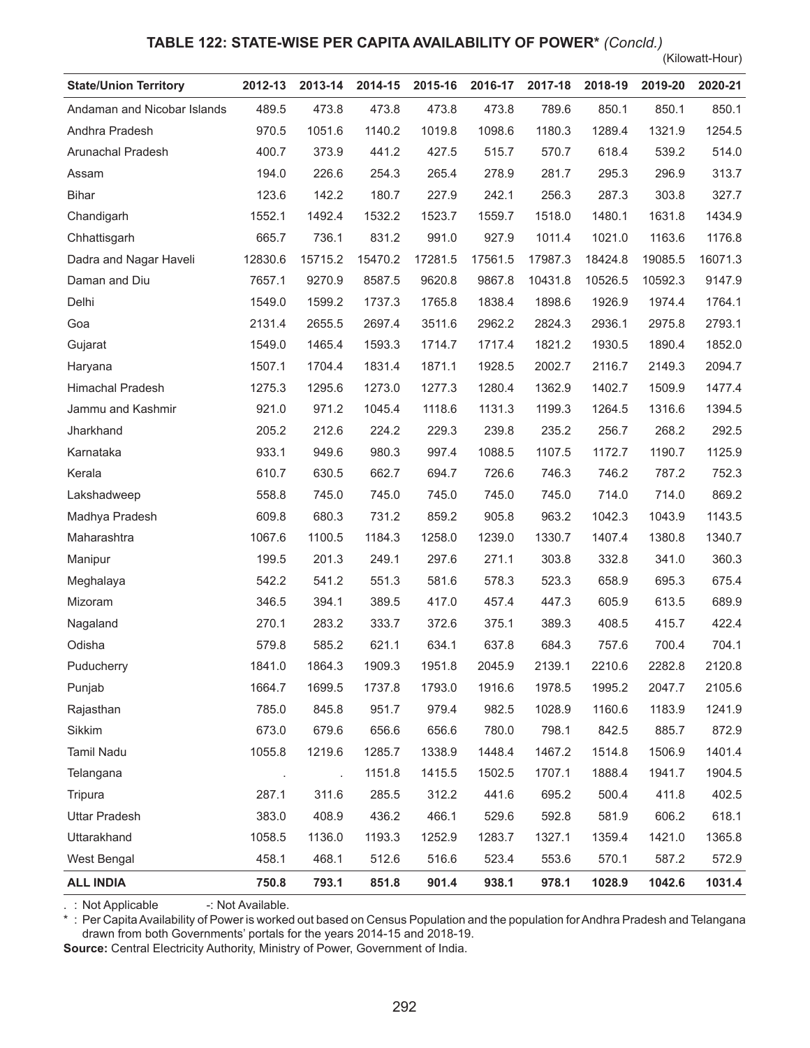## TABLE 122: STATE-WISE PER CAPITA AVAILABILITY OF POWER* *(Concld.)*

(Kilowatt-Hour)

| State/Union Territory | 2012-13 | 2013-14 | 2014-15 | 2015-16 | 2016-17 | 2017-18 | 2018-19 | 2019-20 | 2020-21 |
|---|---|---|---|---|---|---|---|---|---|
| Andaman and Nicobar Islands | 489.5 | 473.8 | 473.8 | 473.8 | 473.8 | 789.6 | 850.1 | 850.1 | 850.1 |
| Andhra Pradesh | 970.5 | 1051.6 | 1140.2 | 1019.8 | 1098.6 | 1180.3 | 1289.4 | 1321.9 | 1254.5 |
| Arunachal Pradesh | 400.7 | 373.9 | 441.2 | 427.5 | 515.7 | 570.7 | 618.4 | 539.2 | 514.0 |
| Assam | 194.0 | 226.6 | 254.3 | 265.4 | 278.9 | 281.7 | 295.3 | 296.9 | 313.7 |
| Bihar | 123.6 | 142.2 | 180.7 | 227.9 | 242.1 | 256.3 | 287.3 | 303.8 | 327.7 |
| Chandigarh | 1552.1 | 1492.4 | 1532.2 | 1523.7 | 1559.7 | 1518.0 | 1480.1 | 1631.8 | 1434.9 |
| Chhattisgarh | 665.7 | 736.1 | 831.2 | 991.0 | 927.9 | 1011.4 | 1021.0 | 1163.6 | 1176.8 |
| Dadra and Nagar Haveli | 12830.6 | 15715.2 | 15470.2 | 17281.5 | 17561.5 | 17987.3 | 18424.8 | 19085.5 | 16071.3 |
| Daman and Diu | 7657.1 | 9270.9 | 8587.5 | 9620.8 | 9867.8 | 10431.8 | 10526.5 | 10592.3 | 9147.9 |
| Delhi | 1549.0 | 1599.2 | 1737.3 | 1765.8 | 1838.4 | 1898.6 | 1926.9 | 1974.4 | 1764.1 |
| Goa | 2131.4 | 2655.5 | 2697.4 | 3511.6 | 2962.2 | 2824.3 | 2936.1 | 2975.8 | 2793.1 |
| Gujarat | 1549.0 | 1465.4 | 1593.3 | 1714.7 | 1717.4 | 1821.2 | 1930.5 | 1890.4 | 1852.0 |
| Haryana | 1507.1 | 1704.4 | 1831.4 | 1871.1 | 1928.5 | 2002.7 | 2116.7 | 2149.3 | 2094.7 |
| Himachal Pradesh | 1275.3 | 1295.6 | 1273.0 | 1277.3 | 1280.4 | 1362.9 | 1402.7 | 1509.9 | 1477.4 |
| Jammu and Kashmir | 921.0 | 971.2 | 1045.4 | 1118.6 | 1131.3 | 1199.3 | 1264.5 | 1316.6 | 1394.5 |
| Jharkhand | 205.2 | 212.6 | 224.2 | 229.3 | 239.8 | 235.2 | 256.7 | 268.2 | 292.5 |
| Karnataka | 933.1 | 949.6 | 980.3 | 997.4 | 1088.5 | 1107.5 | 1172.7 | 1190.7 | 1125.9 |
| Kerala | 610.7 | 630.5 | 662.7 | 694.7 | 726.6 | 746.3 | 746.2 | 787.2 | 752.3 |
| Lakshadweep | 558.8 | 745.0 | 745.0 | 745.0 | 745.0 | 745.0 | 714.0 | 714.0 | 869.2 |
| Madhya Pradesh | 609.8 | 680.3 | 731.2 | 859.2 | 905.8 | 963.2 | 1042.3 | 1043.9 | 1143.5 |
| Maharashtra | 1067.6 | 1100.5 | 1184.3 | 1258.0 | 1239.0 | 1330.7 | 1407.4 | 1380.8 | 1340.7 |
| Manipur | 199.5 | 201.3 | 249.1 | 297.6 | 271.1 | 303.8 | 332.8 | 341.0 | 360.3 |
| Meghalaya | 542.2 | 541.2 | 551.3 | 581.6 | 578.3 | 523.3 | 658.9 | 695.3 | 675.4 |
| Mizoram | 346.5 | 394.1 | 389.5 | 417.0 | 457.4 | 447.3 | 605.9 | 613.5 | 689.9 |
| Nagaland | 270.1 | 283.2 | 333.7 | 372.6 | 375.1 | 389.3 | 408.5 | 415.7 | 422.4 |
| Odisha | 579.8 | 585.2 | 621.1 | 634.1 | 637.8 | 684.3 | 757.6 | 700.4 | 704.1 |
| Puducherry | 1841.0 | 1864.3 | 1909.3 | 1951.8 | 2045.9 | 2139.1 | 2210.6 | 2282.8 | 2120.8 |
| Punjab | 1664.7 | 1699.5 | 1737.8 | 1793.0 | 1916.6 | 1978.5 | 1995.2 | 2047.7 | 2105.6 |
| Rajasthan | 785.0 | 845.8 | 951.7 | 979.4 | 982.5 | 1028.9 | 1160.6 | 1183.9 | 1241.9 |
| Sikkim | 673.0 | 679.6 | 656.6 | 656.6 | 780.0 | 798.1 | 842.5 | 885.7 | 872.9 |
| Tamil Nadu | 1055.8 | 1219.6 | 1285.7 | 1338.9 | 1448.4 | 1467.2 | 1514.8 | 1506.9 | 1401.4 |
| Telangana | . | . | 1151.8 | 1415.5 | 1502.5 | 1707.1 | 1888.4 | 1941.7 | 1904.5 |
| Tripura | 287.1 | 311.6 | 285.5 | 312.2 | 441.6 | 695.2 | 500.4 | 411.8 | 402.5 |
| Uttar Pradesh | 383.0 | 408.9 | 436.2 | 466.1 | 529.6 | 592.8 | 581.9 | 606.2 | 618.1 |
| Uttarakhand | 1058.5 | 1136.0 | 1193.3 | 1252.9 | 1283.7 | 1327.1 | 1359.4 | 1421.0 | 1365.8 |
| West Bengal | 458.1 | 468.1 | 512.6 | 516.6 | 523.4 | 553.6 | 570.1 | 587.2 | 572.9 |
| **ALL INDIA** | **750.8** | **793.1** | **851.8** | **901.4** | **938.1** | **978.1** | **1028.9** | **1042.6** | **1031.4** |

. : Not Applicable -: Not Available.

* : Per Capita Availability of Power is worked out based on Census Population and the population for Andhra Pradesh and Telangana drawn from both Governments' portals for the years 2014-15 and 2018-19.

**Source:** Central Electricity Authority, Ministry of Power, Government of India.